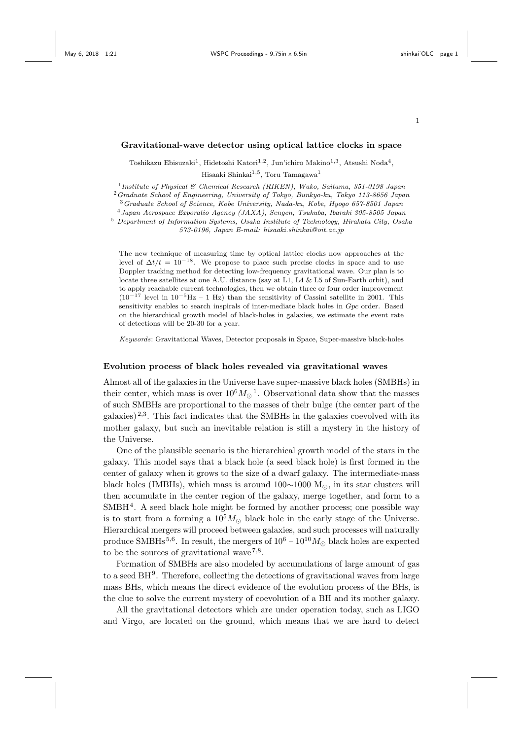# Gravitational-wave detector using optical lattice clocks in space

Toshikazu Ebisuzaki[1], Hidetoshi Katori[1,2], Jun'ichiro Makino[1,3], Atsushi Noda[4], Hisaaki Shinkai[1,5], Toru Tamagawa[1]

[1] *Institute of Physical & Chemical Research (RIKEN), Wako, Saitama, 351-0198 Japan*
[2] *Graduate School of Engineering, University of Tokyo, Bunkyo-ku, Tokyo 113-8656 Japan*
[3] *Graduate School of Science, Kobe University, Nada-ku, Kobe, Hyogo 657-8501 Japan*
[4] *Japan Aerospace Exporatio Agency (JAXA), Sengen, Tsukuba, Ibaraki 305-8505 Japan*
[5] *Department of Information Systems, Osaka Institute of Technology, Hirakata City, Osaka 573-0196, Japan E-mail: hisaaki.shinkai@oit.ac.jp*

The new technique of measuring time by optical lattice clocks now approaches at the level of $\Delta t/t = 10^{-18}$. We propose to place such precise clocks in space and to use Doppler tracking method for detecting low-frequency gravitational wave. Our plan is to locate three satellites at one A.U. distance (say at L1, L4 & L5 of Sun-Earth orbit), and to apply reachable current technologies, then we obtain three or four order improvement ($10^{-17}$ level in $10^{-5}$Hz – 1 Hz) than the sensitivity of Cassini satellite in 2001. This sensitivity enables to search inspirals of inter-mediate black holes in *Gpc* order. Based on the hierarchical growth model of black-holes in galaxies, we estimate the event rate of detections will be 20-30 for a year.

*Keywords*: Gravitational Waves, Detector proposals in Space, Super-massive black-holes

## Evolution process of black holes revealed via gravitational waves

Almost all of the galaxies in the Universe have super-massive black holes (SMBHs) in their center, which mass is over $10^6 M_\odot$ [1]. Observational data show that the masses of such SMBHs are proportional to the masses of their bulge (the center part of the galaxies)[2,3]. This fact indicates that the SMBHs in the galaxies coevolved with its mother galaxy, but such an inevitable relation is still a mystery in the history of the Universe.

One of the plausible scenario is the hierarchical growth model of the stars in the galaxy. This model says that a black hole (a seed black hole) is first formed in the center of galaxy when it grows to the size of a dwarf galaxy. The intermediate-mass black holes (IMBHs), which mass is around 100∼1000 $M_\odot$, in its star clusters will then accumulate in the center region of the galaxy, merge together, and form to a SMBH[4]. A seed black hole might be formed by another process; one possible way is to start from a forming a $10^5 M_\odot$ black hole in the early stage of the Universe. Hierarchical mergers will proceed between galaxies, and such processes will naturally produce SMBHs[5,6]. In result, the mergers of $10^6$ – $10^{10} M_\odot$ black holes are expected to be the sources of gravitational wave[7,8].

Formation of SMBHs are also modeled by accumulations of large amount of gas to a seed BH[9]. Therefore, collecting the detections of gravitational waves from large mass BHs, which means the direct evidence of the evolution process of the BHs, is the clue to solve the current mystery of coevolution of a BH and its mother galaxy.

All the gravitational detectors which are under operation today, such as LIGO and Virgo, are located on the ground, which means that we are hard to detect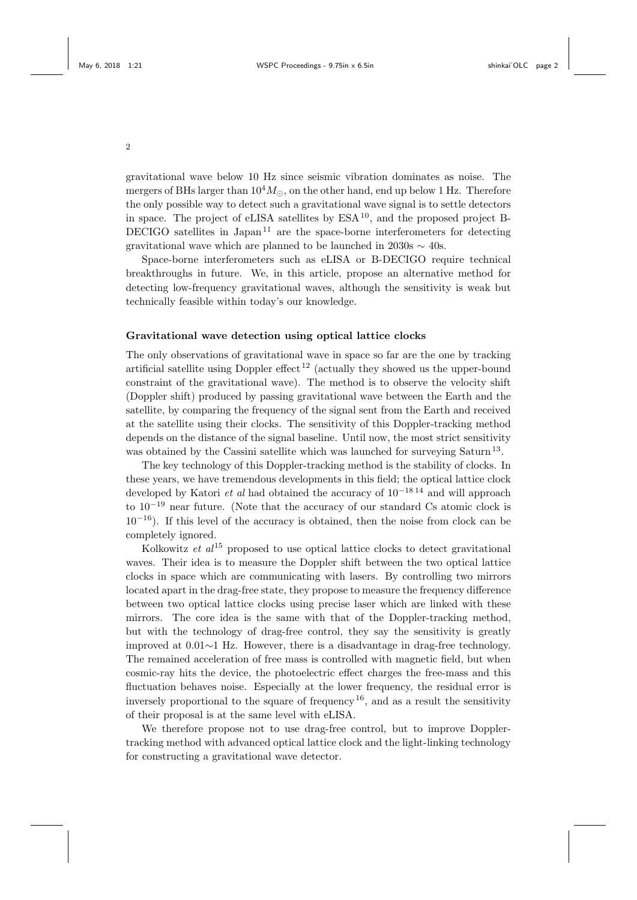gravitational wave below 10 Hz since seismic vibration dominates as noise. The mergers of BHs larger than $10^4 M_\odot$, on the other hand, end up below 1 Hz. Therefore the only possible way to detect such a gravitational wave signal is to settle detectors in space. The project of eLISA satellites by ESA[10], and the proposed project B-DECIGO satellites in Japan[11] are the space-borne interferometers for detecting gravitational wave which are planned to be launched in 2030s $\sim$ 40s.

Space-borne interferometers such as eLISA or B-DECIGO require technical breakthroughs in future. We, in this article, propose an alternative method for detecting low-frequency gravitational waves, although the sensitivity is weak but technically feasible within today's our knowledge.

**Gravitational wave detection using optical lattice clocks**

The only observations of gravitational wave in space so far are the one by tracking artificial satellite using Doppler effect[12] (actually they showed us the upper-bound constraint of the gravitational wave). The method is to observe the velocity shift (Doppler shift) produced by passing gravitational wave between the Earth and the satellite, by comparing the frequency of the signal sent from the Earth and received at the satellite using their clocks. The sensitivity of this Doppler-tracking method depends on the distance of the signal baseline. Until now, the most strict sensitivity was obtained by the Cassini satellite which was launched for surveying Saturn[13].

The key technology of this Doppler-tracking method is the stability of clocks. In these years, we have tremendous developments in this field; the optical lattice clock developed by Katori *et al* had obtained the accuracy of $10^{-18}$[14] and will approach to $10^{-19}$ near future. (Note that the accuracy of our standard Cs atomic clock is $10^{-16}$). If this level of the accuracy is obtained, then the noise from clock can be completely ignored.

Kolkowitz *et al*[15] proposed to use optical lattice clocks to detect gravitational waves. Their idea is to measure the Doppler shift between the two optical lattice clocks in space which are communicating with lasers. By controlling two mirrors located apart in the drag-free state, they propose to measure the frequency difference between two optical lattice clocks using precise laser which are linked with these mirrors. The core idea is the same with that of the Doppler-tracking method, but with the technology of drag-free control, they say the sensitivity is greatly improved at 0.01$\sim$1 Hz. However, there is a disadvantage in drag-free technology. The remained acceleration of free mass is controlled with magnetic field, but when cosmic-ray hits the device, the photoelectric effect charges the free-mass and this fluctuation behaves noise. Especially at the lower frequency, the residual error is inversely proportional to the square of frequency[16], and as a result the sensitivity of their proposal is at the same level with eLISA.

We therefore propose not to use drag-free control, but to improve Doppler-tracking method with advanced optical lattice clock and the light-linking technology for constructing a gravitational wave detector.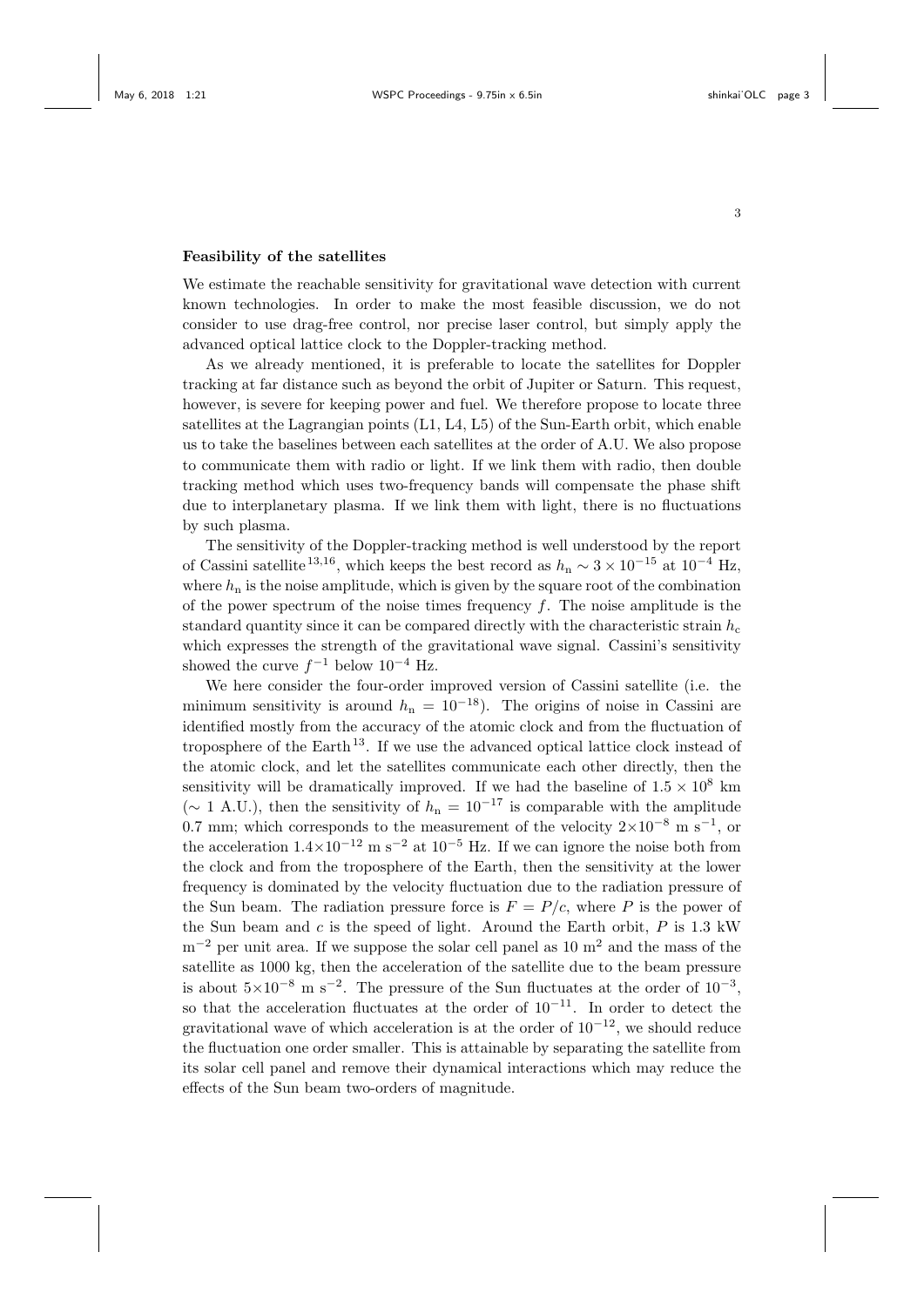**Feasibility of the satellites**

We estimate the reachable sensitivity for gravitational wave detection with current known technologies. In order to make the most feasible discussion, we do not consider to use drag-free control, nor precise laser control, but simply apply the advanced optical lattice clock to the Doppler-tracking method.

As we already mentioned, it is preferable to locate the satellites for Doppler tracking at far distance such as beyond the orbit of Jupiter or Saturn. This request, however, is severe for keeping power and fuel. We therefore propose to locate three satellites at the Lagrangian points (L1, L4, L5) of the Sun-Earth orbit, which enable us to take the baselines between each satellites at the order of A.U. We also propose to communicate them with radio or light. If we link them with radio, then double tracking method which uses two-frequency bands will compensate the phase shift due to interplanetary plasma. If we link them with light, there is no fluctuations by such plasma.

The sensitivity of the Doppler-tracking method is well understood by the report of Cassini satellite[13,16], which keeps the best record as $h_{\rm n} \sim 3 \times 10^{-15}$ at $10^{-4}$ Hz, where $h_{\rm n}$ is the noise amplitude, which is given by the square root of the combination of the power spectrum of the noise times frequency $f$. The noise amplitude is the standard quantity since it can be compared directly with the characteristic strain $h_{\rm c}$ which expresses the strength of the gravitational wave signal. Cassini's sensitivity showed the curve $f^{-1}$ below $10^{-4}$ Hz.

We here consider the four-order improved version of Cassini satellite (i.e. the minimum sensitivity is around $h_{\rm n} = 10^{-18}$). The origins of noise in Cassini are identified mostly from the accuracy of the atomic clock and from the fluctuation of troposphere of the Earth[13]. If we use the advanced optical lattice clock instead of the atomic clock, and let the satellites communicate each other directly, then the sensitivity will be dramatically improved. If we had the baseline of $1.5 \times 10^8$ km ($\sim$ 1 A.U.), then the sensitivity of $h_{\rm n} = 10^{-17}$ is comparable with the amplitude 0.7 mm; which corresponds to the measurement of the velocity $2\times10^{-8}$ m s$^{-1}$, or the acceleration $1.4\times10^{-12}$ m s$^{-2}$ at $10^{-5}$ Hz. If we can ignore the noise both from the clock and from the troposphere of the Earth, then the sensitivity at the lower frequency is dominated by the velocity fluctuation due to the radiation pressure of the Sun beam. The radiation pressure force is $F = P/c$, where $P$ is the power of the Sun beam and $c$ is the speed of light. Around the Earth orbit, $P$ is 1.3 kW m$^{-2}$ per unit area. If we suppose the solar cell panel as 10 m$^2$ and the mass of the satellite as 1000 kg, then the acceleration of the satellite due to the beam pressure is about $5\times10^{-8}$ m s$^{-2}$. The pressure of the Sun fluctuates at the order of $10^{-3}$, so that the acceleration fluctuates at the order of $10^{-11}$. In order to detect the gravitational wave of which acceleration is at the order of $10^{-12}$, we should reduce the fluctuation one order smaller. This is attainable by separating the satellite from its solar cell panel and remove their dynamical interactions which may reduce the effects of the Sun beam two-orders of magnitude.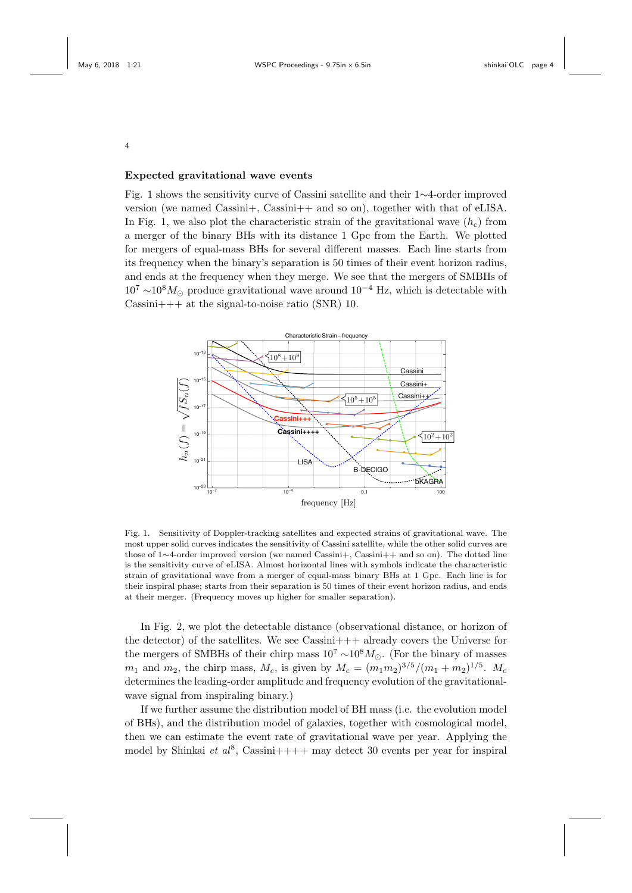**Expected gravitational wave events**

Fig. 1 shows the sensitivity curve of Cassini satellite and their 1∼4-order improved version (we named Cassini+, Cassini++ and so on), together with that of eLISA. In Fig. 1, we also plot the characteristic strain of the gravitational wave ($h_c$) from a merger of the binary BHs with its distance 1 Gpc from the Earth. We plotted for mergers of equal-mass BHs for several different masses. Each line starts from its frequency when the binary's separation is 50 times of their event horizon radius, and ends at the frequency when they merge. We see that the mergers of SMBHs of $10^7 \sim 10^8 M_\odot$ produce gravitational wave around $10^{-4}$ Hz, which is detectable with Cassini+++ at the signal-to-noise ratio (SNR) 10.

Fig. 1. Sensitivity of Doppler-tracking satellites and expected strains of gravitational wave. The most upper solid curves indicates the sensitivity of Cassini satellite, while the other solid curves are those of 1∼4-order improved version (we named Cassini+, Cassini++ and so on). The dotted line is the sensitivity curve of eLISA. Almost horizontal lines with symbols indicate the characteristic strain of gravitational wave from a merger of equal-mass binary BHs at 1 Gpc. Each line is for their inspiral phase; starts from their separation is 50 times of their event horizon radius, and ends at their merger. (Frequency moves up higher for smaller separation).

In Fig. 2, we plot the detectable distance (observational distance, or horizon of the detector) of the satellites. We see Cassini+++ already covers the Universe for the mergers of SMBHs of their chirp mass $10^7 \sim 10^8 M_\odot$. (For the binary of masses $m_1$ and $m_2$, the chirp mass, $M_c$, is given by $M_c = (m_1 m_2)^{3/5}/(m_1 + m_2)^{1/5}$. $M_c$ determines the leading-order amplitude and frequency evolution of the gravitational-wave signal from inspiraling binary.)

If we further assume the distribution model of BH mass (i.e. the evolution model of BHs), and the distribution model of galaxies, together with cosmological model, then we can estimate the event rate of gravitational wave per year. Applying the model by Shinkai *et al*[8], Cassini++++ may detect 30 events per year for inspiral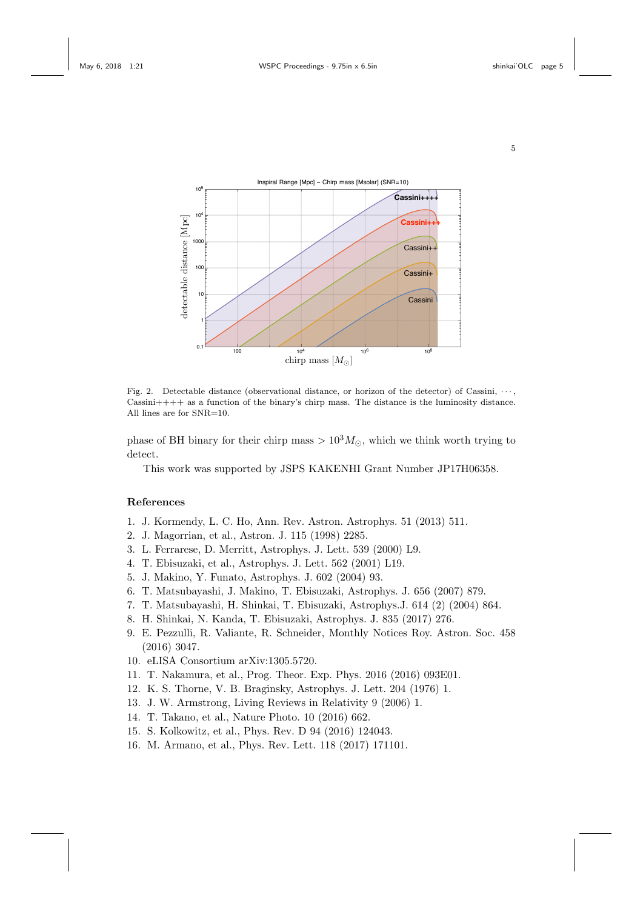Inspiral Range [Mpc] – Chirp mass [Msolar] (SNR=10)

detectable distance [Mpc]

$10^5$
$10^4$
1000
100
10
1
0.1

chirp mass [$M_\odot$]

100
$10^4$
$10^6$
$10^8$

Cassini++++
Cassini+++
Cassini++
Cassini+
Cassini

Fig. 2. Detectable distance (observational distance, or horizon of the detector) of Cassini, $\cdots$, Cassini++++ as a function of the binary's chirp mass. The distance is the luminosity distance. All lines are for SNR=10.

phase of BH binary for their chirp mass $> 10^3 M_\odot$, which we think worth trying to detect.

This work was supported by JSPS KAKENHI Grant Number JP17H06358.

## References

1. J. Kormendy, L. C. Ho, Ann. Rev. Astron. Astrophys. 51 (2013) 511.
2. J. Magorrian, et al., Astron. J. 115 (1998) 2285.
3. L. Ferrarese, D. Merritt, Astrophys. J. Lett. 539 (2000) L9.
4. T. Ebisuzaki, et al., Astrophys. J. Lett. 562 (2001) L19.
5. J. Makino, Y. Funato, Astrophys. J. 602 (2004) 93.
6. T. Matsubayashi, J. Makino, T. Ebisuzaki, Astrophys. J. 656 (2007) 879.
7. T. Matsubayashi, H. Shinkai, T. Ebisuzaki, Astrophys.J. 614 (2) (2004) 864.
8. H. Shinkai, N. Kanda, T. Ebisuzaki, Astrophys. J. 835 (2017) 276.
9. E. Pezzulli, R. Valiante, R. Schneider, Monthly Notices Roy. Astron. Soc. 458 (2016) 3047.
10. eLISA Consortium arXiv:1305.5720.
11. T. Nakamura, et al., Prog. Theor. Exp. Phys. 2016 (2016) 093E01.
12. K. S. Thorne, V. B. Braginsky, Astrophys. J. Lett. 204 (1976) 1.
13. J. W. Armstrong, Living Reviews in Relativity 9 (2006) 1.
14. T. Takano, et al., Nature Photo. 10 (2016) 662.
15. S. Kolkowitz, et al., Phys. Rev. D 94 (2016) 124043.
16. M. Armano, et al., Phys. Rev. Lett. 118 (2017) 171101.